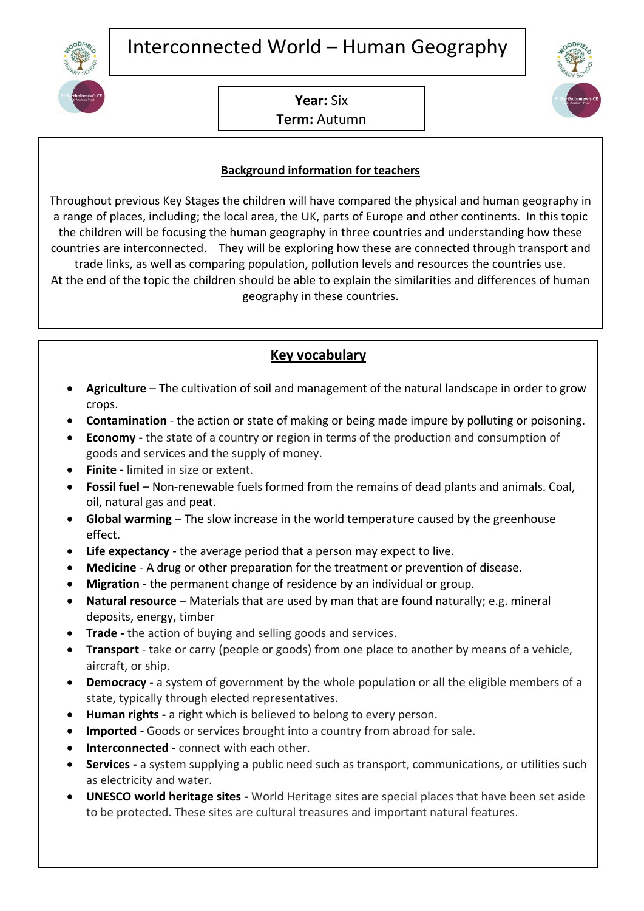# Interconnected World – Human Geography

**Year:** Six
**Term:** Autumn

## Background information for teachers

Throughout previous Key Stages the children will have compared the physical and human geography in a range of places, including; the local area, the UK, parts of Europe and other continents. In this topic the children will be focusing the human geography in three countries and understanding how these countries are interconnected. They will be exploring how these are connected through transport and trade links, as well as comparing population, pollution levels and resources the countries use.
At the end of the topic the children should be able to explain the similarities and differences of human geography in these countries.

## Key vocabulary

- **Agriculture** – The cultivation of soil and management of the natural landscape in order to grow crops.
- **Contamination** - the action or state of making or being made impure by polluting or poisoning.
- **Economy -** the state of a country or region in terms of the production and consumption of goods and services and the supply of money.
- **Finite -** limited in size or extent.
- **Fossil fuel** – Non-renewable fuels formed from the remains of dead plants and animals. Coal, oil, natural gas and peat.
- **Global warming** – The slow increase in the world temperature caused by the greenhouse effect.
- **Life expectancy** - the average period that a person may expect to live.
- **Medicine** - A drug or other preparation for the treatment or prevention of disease.
- **Migration** - the permanent change of residence by an individual or group.
- **Natural resource** – Materials that are used by man that are found naturally; e.g. mineral deposits, energy, timber
- **Trade -** the action of buying and selling goods and services.
- **Transport** - take or carry (people or goods) from one place to another by means of a vehicle, aircraft, or ship.
- **Democracy -** a system of government by the whole population or all the eligible members of a state, typically through elected representatives.
- **Human rights -** a right which is believed to belong to every person.
- **Imported -** Goods or services brought into a country from abroad for sale.
- **Interconnected -** connect with each other.
- **Services -** a system supplying a public need such as transport, communications, or utilities such as electricity and water.
- **UNESCO world heritage sites -** World Heritage sites are special places that have been set aside to be protected. These sites are cultural treasures and important natural features.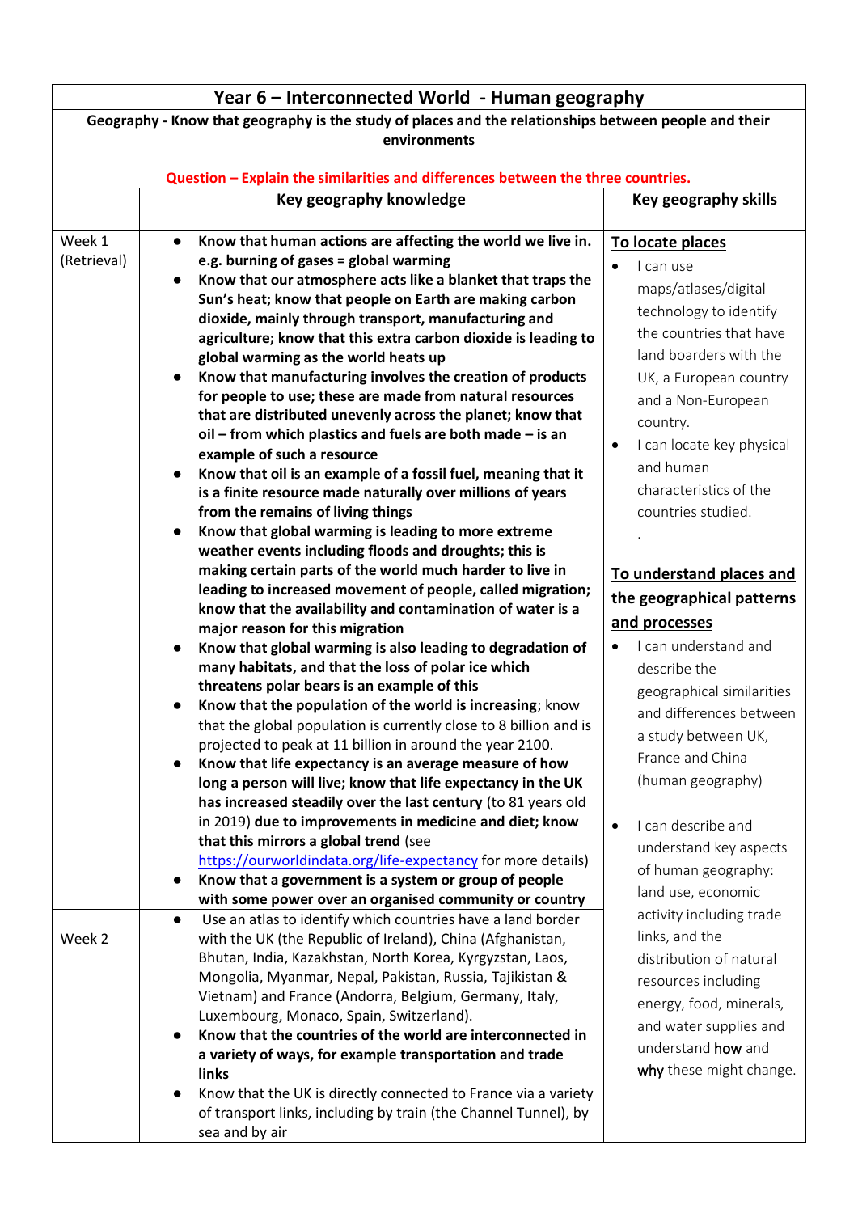# Year 6 – Interconnected World - Human geography

**Geography - Know that geography is the study of places and the relationships between people and their environments**

**Question – Explain the similarities and differences between the three countries.**

| | Key geography knowledge | Key geography skills |
|---|---|---|
| Week 1 (Retrieval) | • **Know that human actions are affecting the world we live in. e.g. burning of gases = global warming**<br>• **Know that our atmosphere acts like a blanket that traps the Sun's heat; know that people on Earth are making carbon dioxide, mainly through transport, manufacturing and agriculture; know that this extra carbon dioxide is leading to global warming as the world heats up**<br>• **Know that manufacturing involves the creation of products for people to use; these are made from natural resources that are distributed unevenly across the planet; know that oil – from which plastics and fuels are both made – is an example of such a resource**<br>• **Know that oil is an example of a fossil fuel, meaning that it is a finite resource made naturally over millions of years from the remains of living things**<br>• **Know that global warming is leading to more extreme weather events including floods and droughts; this is making certain parts of the world much harder to live in leading to increased movement of people, called migration; know that the availability and contamination of water is a major reason for this migration**<br>• **Know that global warming is also leading to degradation of many habitats, and that the loss of polar ice which threatens polar bears is an example of this**<br>• **Know that the population of the world is increasing**; know that the global population is currently close to 8 billion and is projected to peak at 11 billion in around the year 2100.<br>• **Know that life expectancy is an average measure of how long a person will live; know that life expectancy in the UK has increased steadily over the last century** (to 81 years old in 2019) **due to improvements in medicine and diet; know that this mirrors a global trend** (see https://ourworldindata.org/life-expectancy for more details)<br>• **Know that a government is a system or group of people with some power over an organised community or country** | **<u>To locate places</u>**<br>• I can use maps/atlases/digital technology to identify the countries that have land boarders with the UK, a European country and a Non-European country.<br>• I can locate key physical and human characteristics of the countries studied.<br>.<br><br>**<u>To understand places and the geographical patterns and processes</u>**<br>• I can understand and describe the geographical similarities and differences between a study between UK, France and China (human geography)<br><br>• I can describe and understand key aspects of human geography: land use, economic activity including trade links, and the distribution of natural resources including energy, food, minerals, and water supplies and understand how and why these might change. |
| Week 2 | • Use an atlas to identify which countries have a land border with the UK (the Republic of Ireland), China (Afghanistan, Bhutan, India, Kazakhstan, North Korea, Kyrgyzstan, Laos, Mongolia, Myanmar, Nepal, Pakistan, Russia, Tajikistan & Vietnam) and France (Andorra, Belgium, Germany, Italy, Luxembourg, Monaco, Spain, Switzerland).<br>• **Know that the countries of the world are interconnected in a variety of ways, for example transportation and trade links**<br>• Know that the UK is directly connected to France via a variety of transport links, including by train (the Channel Tunnel), by sea and by air | |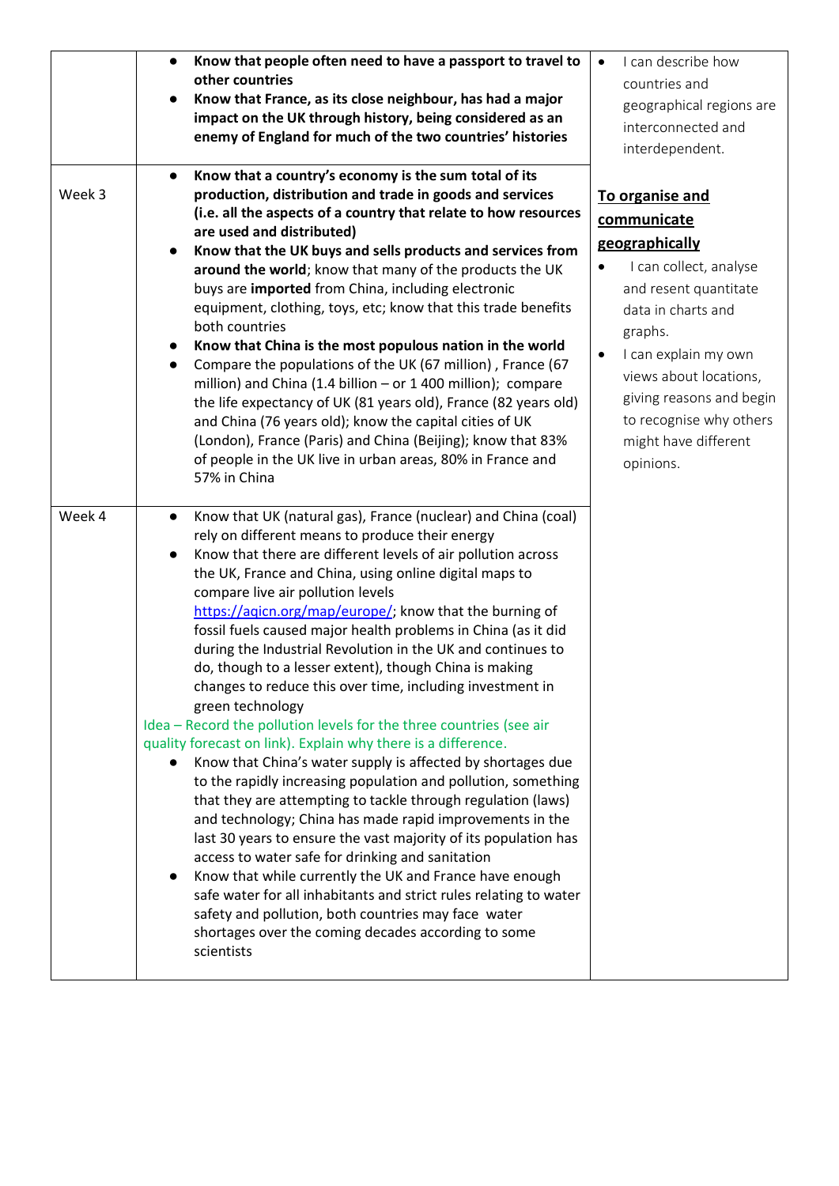| | | |
|---|---|---|
| | • **Know that people often need to have a passport to travel to other countries**<br>• **Know that France, as its close neighbour, has had a major impact on the UK through history, being considered as an enemy of England for much of the two countries' histories** | • I can describe how countries and geographical regions are interconnected and interdependent.<br><br>**<u>To organise and communicate geographically</u>**<br>• I can collect, analyse and resent quantitate data in charts and graphs.<br>• I can explain my own views about locations, giving reasons and begin to recognise why others might have different opinions. |
| Week 3 | • **Know that a country's economy is the sum total of its production, distribution and trade in goods and services (i.e. all the aspects of a country that relate to how resources are used and distributed)**<br>• **Know that the UK buys and sells products and services from around the world**; know that many of the products the UK buys are **imported** from China, including electronic equipment, clothing, toys, etc; know that this trade benefits both countries<br>• **Know that China is the most populous nation in the world**<br>• Compare the populations of the UK (67 million) , France (67 million) and China (1.4 billion – or 1 400 million); compare the life expectancy of UK (81 years old), France (82 years old) and China (76 years old); know the capital cities of UK (London), France (Paris) and China (Beijing); know that 83% of people in the UK live in urban areas, 80% in France and 57% in China | |
| Week 4 | • Know that UK (natural gas), France (nuclear) and China (coal) rely on different means to produce their energy<br>• Know that there are different levels of air pollution across the UK, France and China, using online digital maps to compare live air pollution levels https://aqicn.org/map/europe/; know that the burning of fossil fuels caused major health problems in China (as it did during the Industrial Revolution in the UK and continues to do, though to a lesser extent), though China is making changes to reduce this over time, including investment in green technology<br>Idea – Record the pollution levels for the three countries (see air quality forecast on link). Explain why there is a difference.<br>• Know that China's water supply is affected by shortages due to the rapidly increasing population and pollution, something that they are attempting to tackle through regulation (laws) and technology; China has made rapid improvements in the last 30 years to ensure the vast majority of its population has access to water safe for drinking and sanitation<br>• Know that while currently the UK and France have enough safe water for all inhabitants and strict rules relating to water safety and pollution, both countries may face water shortages over the coming decades according to some scientists | |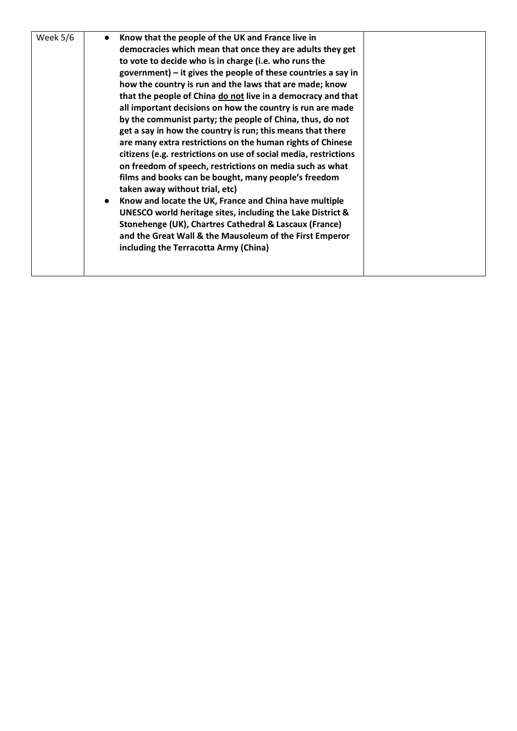| | | |
|---|---|---|
| Week 5/6 | • **Know that the people of the UK and France live in democracies which mean that once they are adults they get to vote to decide who is in charge (i.e. who runs the government) – it gives the people of these countries a say in how the country is run and the laws that are made; know that the people of China <u>do not</u> live in a democracy and that all important decisions on how the country is run are made by the communist party; the people of China, thus, do not get a say in how the country is run; this means that there are many extra restrictions on the human rights of Chinese citizens (e.g. restrictions on use of social media, restrictions on freedom of speech, restrictions on media such as what films and books can be bought, many people's freedom taken away without trial, etc)**<br>• **Know and locate the UK, France and China have multiple UNESCO world heritage sites, including the Lake District & Stonehenge (UK), Chartres Cathedral & Lascaux (France) and the Great Wall & the Mausoleum of the First Emperor including the Terracotta Army (China)** | |